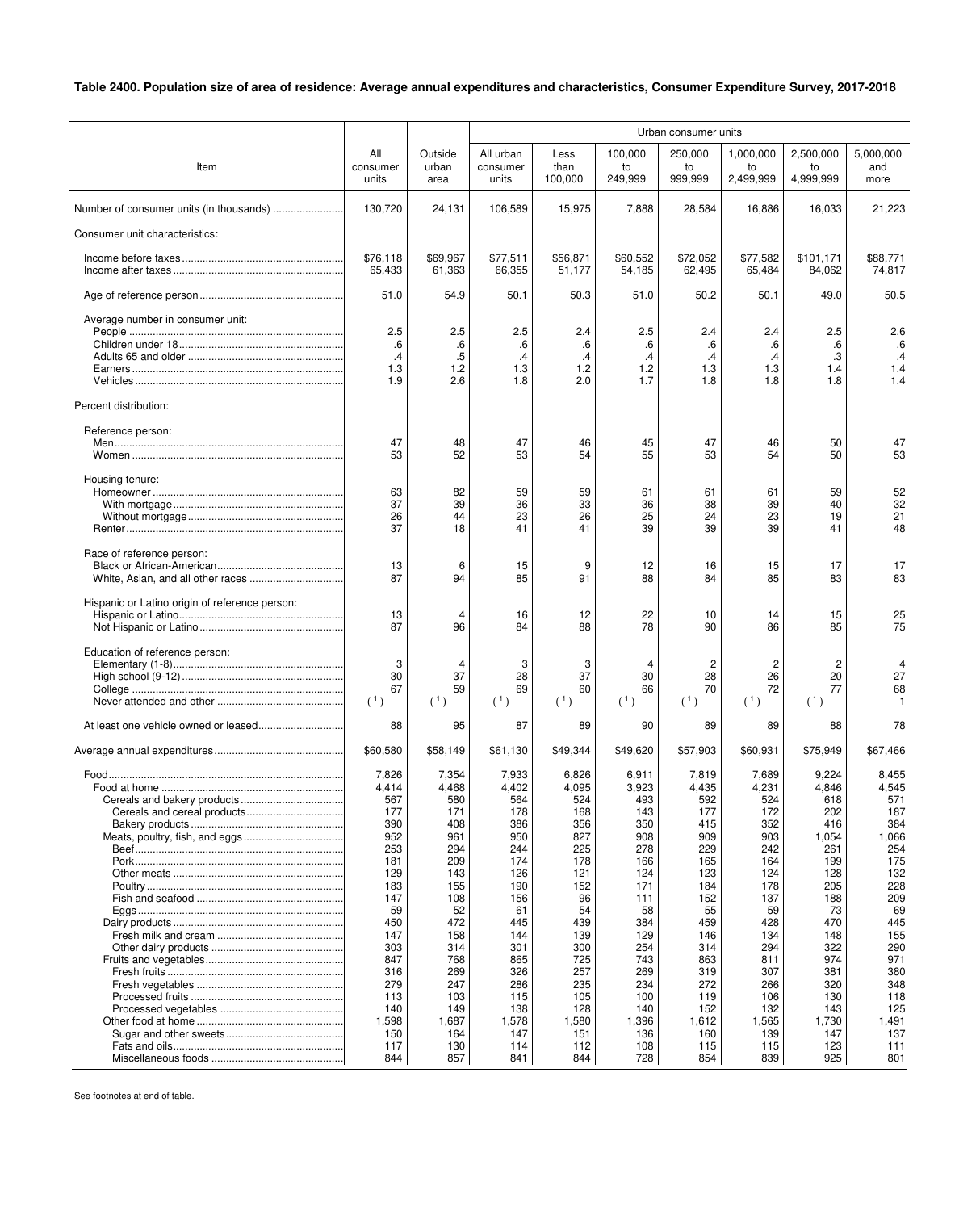**Table 2400. Population size of area of residence: Average annual expenditures and characteristics, Consumer Expenditure Survey, 2017-2018**

| Item | All consumer units | Outside urban area | Urban consumer units | | | | | | |
|---|---|---|---|---|---|---|---|---|---|
| | | | All urban consumer units | Less than 100,000 | 100,000 to 249,999 | 250,000 to 999,999 | 1,000,000 to 2,499,999 | 2,500,000 to 4,999,999 | 5,000,000 and more |
| Number of consumer units (in thousands) | 130,720 | 24,131 | 106,589 | 15,975 | 7,888 | 28,584 | 16,886 | 16,033 | 21,223 |
| Consumer unit characteristics: | | | | | | | | | |
| Income before taxes | $76,118 | $69,967 | $77,511 | $56,871 | $60,552 | $72,052 | $77,582 | $101,171 | $88,771 |
| Income after taxes | 65,433 | 61,363 | 66,355 | 51,177 | 54,185 | 62,495 | 65,484 | 84,062 | 74,817 |
| Age of reference person | 51.0 | 54.9 | 50.1 | 50.3 | 51.0 | 50.2 | 50.1 | 49.0 | 50.5 |
| Average number in consumer unit: | | | | | | | | | |
| People | 2.5 | 2.5 | 2.5 | 2.4 | 2.5 | 2.4 | 2.4 | 2.5 | 2.6 |
| Children under 18 | .6 | .6 | .6 | .6 | .6 | .6 | .6 | .6 | .6 |
| Adults 65 and older | .4 | .5 | .4 | .4 | .4 | .4 | .4 | .3 | .4 |
| Earners | 1.3 | 1.2 | 1.3 | 1.2 | 1.2 | 1.3 | 1.3 | 1.4 | 1.4 |
| Vehicles | 1.9 | 2.6 | 1.8 | 2.0 | 1.7 | 1.8 | 1.8 | 1.8 | 1.4 |
| Percent distribution: | | | | | | | | | |
| Reference person: | | | | | | | | | |
| Men | 47 | 48 | 47 | 46 | 45 | 47 | 46 | 50 | 47 |
| Women | 53 | 52 | 53 | 54 | 55 | 53 | 54 | 50 | 53 |
| Housing tenure: | | | | | | | | | |
| Homeowner | 63 | 82 | 59 | 59 | 61 | 61 | 61 | 59 | 52 |
| With mortgage | 37 | 39 | 36 | 33 | 36 | 38 | 39 | 40 | 32 |
| Without mortgage | 26 | 44 | 23 | 26 | 25 | 24 | 23 | 19 | 21 |
| Renter | 37 | 18 | 41 | 41 | 39 | 39 | 39 | 41 | 48 |
| Race of reference person: | | | | | | | | | |
| Black or African-American | 13 | 6 | 15 | 9 | 12 | 16 | 15 | 17 | 17 |
| White, Asian, and all other races | 87 | 94 | 85 | 91 | 88 | 84 | 85 | 83 | 83 |
| Hispanic or Latino origin of reference person: | | | | | | | | | |
| Hispanic or Latino | 13 | 4 | 16 | 12 | 22 | 10 | 14 | 15 | 25 |
| Not Hispanic or Latino | 87 | 96 | 84 | 88 | 78 | 90 | 86 | 85 | 75 |
| Education of reference person: | | | | | | | | | |
| Elementary (1-8) | 3 | 4 | 3 | 3 | 4 | 2 | 2 | 2 | 4 |
| High school (9-12) | 30 | 37 | 28 | 37 | 30 | 28 | 26 | 20 | 27 |
| College | 67 | 59 | 69 | 60 | 66 | 70 | 72 | 77 | 68 |
| Never attended and other | (1) | (1) | (1) | (1) | (1) | (1) | (1) | (1) | 1 |
| At least one vehicle owned or leased | 88 | 95 | 87 | 89 | 90 | 89 | 89 | 88 | 78 |
| Average annual expenditures | $60,580 | $58,149 | $61,130 | $49,344 | $49,620 | $57,903 | $60,931 | $75,949 | $67,466 |
| Food | 7,826 | 7,354 | 7,933 | 6,826 | 6,911 | 7,819 | 7,689 | 9,224 | 8,455 |
| Food at home | 4,414 | 4,468 | 4,402 | 4,095 | 3,923 | 4,435 | 4,231 | 4,846 | 4,545 |
| Cereals and bakery products | 567 | 580 | 564 | 524 | 493 | 592 | 524 | 618 | 571 |
| Cereals and cereal products | 177 | 171 | 178 | 168 | 143 | 177 | 172 | 202 | 187 |
| Bakery products | 390 | 408 | 386 | 356 | 350 | 415 | 352 | 416 | 384 |
| Meats, poultry, fish, and eggs | 952 | 961 | 950 | 827 | 908 | 909 | 903 | 1,054 | 1,066 |
| Beef | 253 | 294 | 244 | 225 | 278 | 229 | 242 | 261 | 254 |
| Pork | 181 | 209 | 174 | 178 | 166 | 165 | 164 | 199 | 175 |
| Other meats | 129 | 143 | 126 | 121 | 124 | 123 | 124 | 128 | 132 |
| Poultry | 183 | 155 | 190 | 152 | 171 | 184 | 178 | 205 | 228 |
| Fish and seafood | 147 | 108 | 156 | 96 | 111 | 152 | 137 | 188 | 209 |
| Eggs | 59 | 52 | 61 | 54 | 58 | 55 | 59 | 73 | 69 |
| Dairy products | 450 | 472 | 445 | 439 | 384 | 459 | 428 | 470 | 445 |
| Fresh milk and cream | 147 | 158 | 144 | 139 | 129 | 146 | 134 | 148 | 155 |
| Other dairy products | 303 | 314 | 301 | 300 | 254 | 314 | 294 | 322 | 290 |
| Fruits and vegetables | 847 | 768 | 865 | 725 | 743 | 863 | 811 | 974 | 971 |
| Fresh fruits | 316 | 269 | 326 | 257 | 269 | 319 | 307 | 381 | 380 |
| Fresh vegetables | 279 | 247 | 286 | 235 | 234 | 272 | 266 | 320 | 348 |
| Processed fruits | 113 | 103 | 115 | 105 | 100 | 119 | 106 | 130 | 118 |
| Processed vegetables | 140 | 149 | 138 | 128 | 140 | 152 | 132 | 143 | 125 |
| Other food at home | 1,598 | 1,687 | 1,578 | 1,580 | 1,396 | 1,612 | 1,565 | 1,730 | 1,491 |
| Sugar and other sweets | 150 | 164 | 147 | 151 | 136 | 160 | 139 | 147 | 137 |
| Fats and oils | 117 | 130 | 114 | 112 | 108 | 115 | 115 | 123 | 111 |
| Miscellaneous foods | 844 | 857 | 841 | 844 | 728 | 854 | 839 | 925 | 801 |

See footnotes at end of table.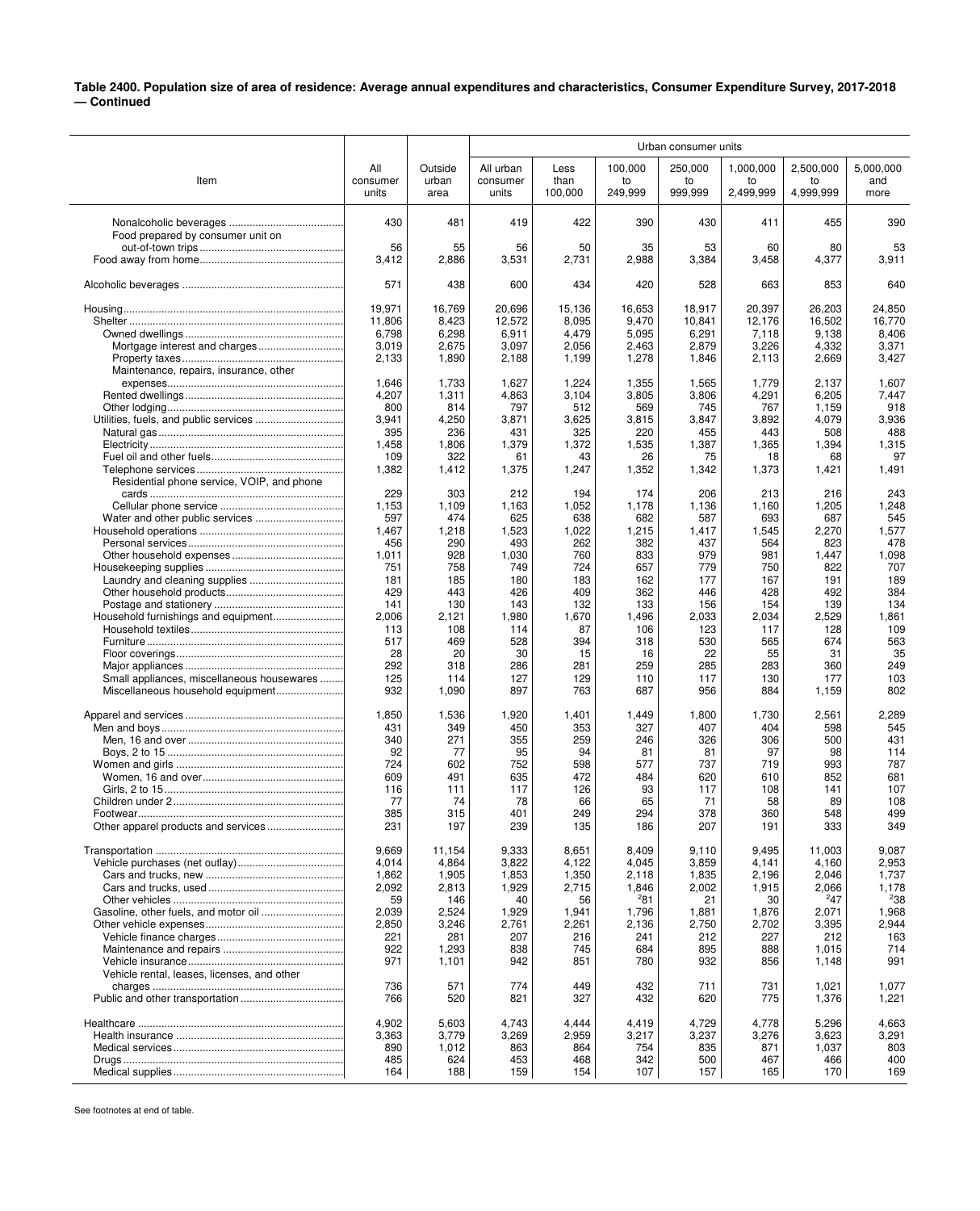**Table 2400. Population size of area of residence: Average annual expenditures and characteristics, Consumer Expenditure Survey, 2017-2018 — Continued**

| Item | All consumer units | Outside urban area | Urban consumer units: All urban consumer units | Less than 100,000 | 100,000 to 249,999 | 250,000 to 999,999 | 1,000,000 to 2,499,999 | 2,500,000 to 4,999,999 | 5,000,000 and more |
|---|---|---|---|---|---|---|---|---|---|
| Nonalcoholic beverages | 430 | 481 | 419 | 422 | 390 | 430 | 411 | 455 | 390 |
| Food prepared by consumer unit on out-of-town trips | 56 | 55 | 56 | 50 | 35 | 53 | 60 | 80 | 53 |
| Food away from home | 3,412 | 2,886 | 3,531 | 2,731 | 2,988 | 3,384 | 3,458 | 4,377 | 3,911 |
| Alcoholic beverages | 571 | 438 | 600 | 434 | 420 | 528 | 663 | 853 | 640 |
| Housing | 19,971 | 16,769 | 20,696 | 15,136 | 16,653 | 18,917 | 20,397 | 26,203 | 24,850 |
| Shelter | 11,806 | 8,423 | 12,572 | 8,095 | 9,470 | 10,841 | 12,176 | 16,502 | 16,770 |
| Owned dwellings | 6,798 | 6,298 | 6,911 | 4,479 | 5,095 | 6,291 | 7,118 | 9,138 | 8,406 |
| Mortgage interest and charges | 3,019 | 2,675 | 3,097 | 2,056 | 2,463 | 2,879 | 3,226 | 4,332 | 3,371 |
| Property taxes | 2,133 | 1,890 | 2,188 | 1,199 | 1,278 | 1,846 | 2,113 | 2,669 | 3,427 |
| Maintenance, repairs, insurance, other expenses | 1,646 | 1,733 | 1,627 | 1,224 | 1,355 | 1,565 | 1,779 | 2,137 | 1,607 |
| Rented dwellings | 4,207 | 1,311 | 4,863 | 3,104 | 3,805 | 3,806 | 4,291 | 6,205 | 7,447 |
| Other lodging | 800 | 814 | 797 | 512 | 569 | 745 | 767 | 1,159 | 918 |
| Utilities, fuels, and public services | 3,941 | 4,250 | 3,871 | 3,625 | 3,815 | 3,847 | 3,892 | 4,079 | 3,936 |
| Natural gas | 395 | 236 | 431 | 325 | 220 | 455 | 443 | 508 | 488 |
| Electricity | 1,458 | 1,806 | 1,379 | 1,372 | 1,535 | 1,387 | 1,365 | 1,394 | 1,315 |
| Fuel oil and other fuels | 109 | 322 | 61 | 43 | 26 | 75 | 18 | 68 | 97 |
| Telephone services | 1,382 | 1,412 | 1,375 | 1,247 | 1,352 | 1,342 | 1,373 | 1,421 | 1,491 |
| Residential phone service, VOIP, and phone cards | 229 | 303 | 212 | 194 | 174 | 206 | 213 | 216 | 243 |
| Cellular phone service | 1,153 | 1,109 | 1,163 | 1,052 | 1,178 | 1,136 | 1,160 | 1,205 | 1,248 |
| Water and other public services | 597 | 474 | 625 | 638 | 682 | 587 | 693 | 687 | 545 |
| Household operations | 1,467 | 1,218 | 1,523 | 1,022 | 1,215 | 1,417 | 1,545 | 2,270 | 1,577 |
| Personal services | 456 | 290 | 493 | 262 | 382 | 437 | 564 | 823 | 478 |
| Other household expenses | 1,011 | 928 | 1,030 | 760 | 833 | 979 | 981 | 1,447 | 1,098 |
| Housekeeping supplies | 751 | 758 | 749 | 724 | 657 | 779 | 750 | 822 | 707 |
| Laundry and cleaning supplies | 181 | 185 | 180 | 183 | 162 | 177 | 167 | 191 | 189 |
| Other household products | 429 | 443 | 426 | 409 | 362 | 446 | 428 | 492 | 384 |
| Postage and stationery | 141 | 130 | 143 | 132 | 133 | 156 | 154 | 139 | 134 |
| Household furnishings and equipment | 2,006 | 2,121 | 1,980 | 1,670 | 1,496 | 2,033 | 2,034 | 2,529 | 1,861 |
| Household textiles | 113 | 108 | 114 | 87 | 106 | 123 | 117 | 128 | 109 |
| Furniture | 517 | 469 | 528 | 394 | 318 | 530 | 565 | 674 | 563 |
| Floor coverings | 28 | 20 | 30 | 15 | 16 | 22 | 55 | 31 | 35 |
| Major appliances | 292 | 318 | 286 | 281 | 259 | 285 | 283 | 360 | 249 |
| Small appliances, miscellaneous housewares | 125 | 114 | 127 | 129 | 110 | 117 | 130 | 177 | 103 |
| Miscellaneous household equipment | 932 | 1,090 | 897 | 763 | 687 | 956 | 884 | 1,159 | 802 |
| Apparel and services | 1,850 | 1,536 | 1,920 | 1,401 | 1,449 | 1,800 | 1,730 | 2,561 | 2,289 |
| Men and boys | 431 | 349 | 450 | 353 | 327 | 407 | 404 | 598 | 545 |
| Men, 16 and over | 340 | 271 | 355 | 259 | 246 | 326 | 306 | 500 | 431 |
| Boys, 2 to 15 | 92 | 77 | 95 | 94 | 81 | 81 | 97 | 98 | 114 |
| Women and girls | 724 | 602 | 752 | 598 | 577 | 737 | 719 | 993 | 787 |
| Women, 16 and over | 609 | 491 | 635 | 472 | 484 | 620 | 610 | 852 | 681 |
| Girls, 2 to 15 | 116 | 111 | 117 | 126 | 93 | 117 | 108 | 141 | 107 |
| Children under 2 | 77 | 74 | 78 | 66 | 65 | 71 | 58 | 89 | 108 |
| Footwear | 385 | 315 | 401 | 249 | 294 | 378 | 360 | 548 | 499 |
| Other apparel products and services | 231 | 197 | 239 | 135 | 186 | 207 | 191 | 333 | 349 |
| Transportation | 9,669 | 11,154 | 9,333 | 8,651 | 8,409 | 9,110 | 9,495 | 11,003 | 9,087 |
| Vehicle purchases (net outlay) | 4,014 | 4,864 | 3,822 | 4,122 | 4,045 | 3,859 | 4,141 | 4,160 | 2,953 |
| Cars and trucks, new | 1,862 | 1,905 | 1,853 | 1,350 | 2,118 | 1,835 | 2,196 | 2,046 | 1,737 |
| Cars and trucks, used | 2,092 | 2,813 | 1,929 | 2,715 | 1,846 | 2,002 | 1,915 | 2,066 | 1,178 |
| Other vehicles | 59 | 146 | 40 | 56 | [2]81 | 21 | 30 | [2]47 | [2]38 |
| Gasoline, other fuels, and motor oil | 2,039 | 2,524 | 1,929 | 1,941 | 1,796 | 1,881 | 1,876 | 2,071 | 1,968 |
| Other vehicle expenses | 2,850 | 3,246 | 2,761 | 2,261 | 2,136 | 2,750 | 2,702 | 3,395 | 2,944 |
| Vehicle finance charges | 221 | 281 | 207 | 216 | 241 | 212 | 227 | 212 | 163 |
| Maintenance and repairs | 922 | 1,293 | 838 | 745 | 684 | 895 | 888 | 1,015 | 714 |
| Vehicle insurance | 971 | 1,101 | 942 | 851 | 780 | 932 | 856 | 1,148 | 991 |
| Vehicle rental, leases, licenses, and other charges | 736 | 571 | 774 | 449 | 432 | 711 | 731 | 1,021 | 1,077 |
| Public and other transportation | 766 | 520 | 821 | 327 | 432 | 620 | 775 | 1,376 | 1,221 |
| Healthcare | 4,902 | 5,603 | 4,743 | 4,444 | 4,419 | 4,729 | 4,778 | 5,296 | 4,663 |
| Health insurance | 3,363 | 3,779 | 3,269 | 2,959 | 3,217 | 3,237 | 3,276 | 3,623 | 3,291 |
| Medical services | 890 | 1,012 | 863 | 864 | 754 | 835 | 871 | 1,037 | 803 |
| Drugs | 485 | 624 | 453 | 468 | 342 | 500 | 467 | 466 | 400 |
| Medical supplies | 164 | 188 | 159 | 154 | 107 | 157 | 165 | 170 | 169 |

See footnotes at end of table.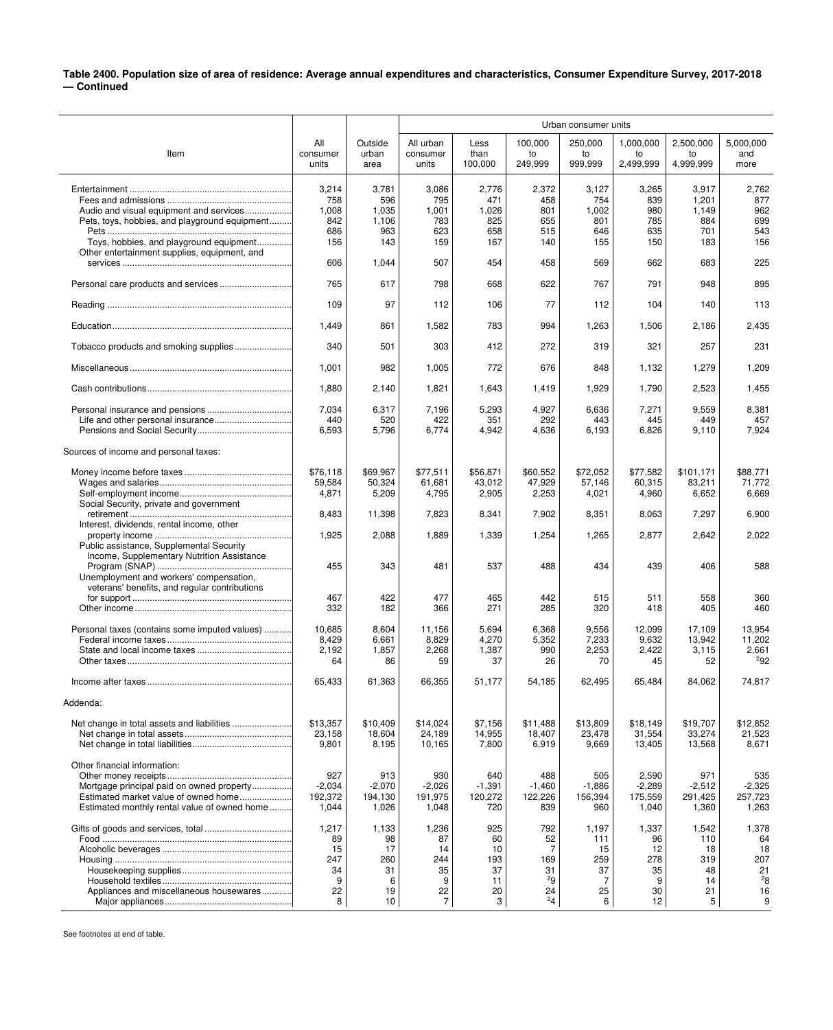**Table 2400. Population size of area of residence: Average annual expenditures and characteristics, Consumer Expenditure Survey, 2017-2018 — Continued**

| Item | All consumer units | Outside urban area | Urban consumer units: All urban consumer units | Less than 100,000 | 100,000 to 249,999 | 250,000 to 999,999 | 1,000,000 to 2,499,999 | 2,500,000 to 4,999,999 | 5,000,000 and more |
|---|---|---|---|---|---|---|---|---|---|
| Entertainment | 3,214 | 3,781 | 3,086 | 2,776 | 2,372 | 3,127 | 3,265 | 3,917 | 2,762 |
| Fees and admissions | 758 | 596 | 795 | 471 | 458 | 754 | 839 | 1,201 | 877 |
| Audio and visual equipment and services | 1,008 | 1,035 | 1,001 | 1,026 | 801 | 1,002 | 980 | 1,149 | 962 |
| Pets, toys, hobbies, and playground equipment | 842 | 1,106 | 783 | 825 | 655 | 801 | 785 | 884 | 699 |
| Pets | 686 | 963 | 623 | 658 | 515 | 646 | 635 | 701 | 543 |
| Toys, hobbies, and playground equipment | 156 | 143 | 159 | 167 | 140 | 155 | 150 | 183 | 156 |
| Other entertainment supplies, equipment, and services | 606 | 1,044 | 507 | 454 | 458 | 569 | 662 | 683 | 225 |
| Personal care products and services | 765 | 617 | 798 | 668 | 622 | 767 | 791 | 948 | 895 |
| Reading | 109 | 97 | 112 | 106 | 77 | 112 | 104 | 140 | 113 |
| Education | 1,449 | 861 | 1,582 | 783 | 994 | 1,263 | 1,506 | 2,186 | 2,435 |
| Tobacco products and smoking supplies | 340 | 501 | 303 | 412 | 272 | 319 | 321 | 257 | 231 |
| Miscellaneous | 1,001 | 982 | 1,005 | 772 | 676 | 848 | 1,132 | 1,279 | 1,209 |
| Cash contributions | 1,880 | 2,140 | 1,821 | 1,643 | 1,419 | 1,929 | 1,790 | 2,523 | 1,455 |
| Personal insurance and pensions | 7,034 | 6,317 | 7,196 | 5,293 | 4,927 | 6,636 | 7,271 | 9,559 | 8,381 |
| Life and other personal insurance | 440 | 520 | 422 | 351 | 292 | 443 | 445 | 449 | 457 |
| Pensions and Social Security | 6,593 | 5,796 | 6,774 | 4,942 | 4,636 | 6,193 | 6,826 | 9,110 | 7,924 |
| Sources of income and personal taxes: | | | | | | | | | |
| Money income before taxes | $76,118 | $69,967 | $77,511 | $56,871 | $60,552 | $72,052 | $77,582 | $101,171 | $88,771 |
| Wages and salaries | 59,584 | 50,324 | 61,681 | 43,012 | 47,929 | 57,146 | 60,315 | 83,211 | 71,772 |
| Self-employment income | 4,871 | 5,209 | 4,795 | 2,905 | 2,253 | 4,021 | 4,960 | 6,652 | 6,669 |
| Social Security, private and government retirement | 8,483 | 11,398 | 7,823 | 8,341 | 7,902 | 8,351 | 8,063 | 7,297 | 6,900 |
| Interest, dividends, rental income, other property income | 1,925 | 2,088 | 1,889 | 1,339 | 1,254 | 1,265 | 2,877 | 2,642 | 2,022 |
| Public assistance, Supplemental Security Income, Supplementary Nutrition Assistance Program (SNAP) | 455 | 343 | 481 | 537 | 488 | 434 | 439 | 406 | 588 |
| Unemployment and workers' compensation, veterans' benefits, and regular contributions for support | 467 | 422 | 477 | 465 | 442 | 515 | 511 | 558 | 360 |
| Other income | 332 | 182 | 366 | 271 | 285 | 320 | 418 | 405 | 460 |
| Personal taxes (contains some imputed values) | 10,685 | 8,604 | 11,156 | 5,694 | 6,368 | 9,556 | 12,099 | 17,109 | 13,954 |
| Federal income taxes | 8,429 | 6,661 | 8,829 | 4,270 | 5,352 | 7,233 | 9,632 | 13,942 | 11,202 |
| State and local income taxes | 2,192 | 1,857 | 2,268 | 1,387 | 990 | 2,253 | 2,422 | 3,115 | 2,661 |
| Other taxes | 64 | 86 | 59 | 37 | 26 | 70 | 45 | 52 | [2]92 |
| Income after taxes | 65,433 | 61,363 | 66,355 | 51,177 | 54,185 | 62,495 | 65,484 | 84,062 | 74,817 |
| Addenda: | | | | | | | | | |
| Net change in total assets and liabilities | $13,357 | $10,409 | $14,024 | $7,156 | $11,488 | $13,809 | $18,149 | $19,707 | $12,852 |
| Net change in total assets | 23,158 | 18,604 | 24,189 | 14,955 | 18,407 | 23,478 | 31,554 | 33,274 | 21,523 |
| Net change in total liabilities | 9,801 | 8,195 | 10,165 | 7,800 | 6,919 | 9,669 | 13,405 | 13,568 | 8,671 |
| Other financial information: | | | | | | | | | |
| Other money receipts | 927 | 913 | 930 | 640 | 488 | 505 | 2,590 | 971 | 535 |
| Mortgage principal paid on owned property | -2,034 | -2,070 | -2,026 | -1,391 | -1,460 | -1,886 | -2,289 | -2,512 | -2,325 |
| Estimated market value of owned home | 192,372 | 194,130 | 191,975 | 120,272 | 122,226 | 156,394 | 175,559 | 291,425 | 257,723 |
| Estimated monthly rental value of owned home | 1,044 | 1,026 | 1,048 | 720 | 839 | 960 | 1,040 | 1,360 | 1,263 |
| Gifts of goods and services, total | 1,217 | 1,133 | 1,236 | 925 | 792 | 1,197 | 1,337 | 1,542 | 1,378 |
| Food | 89 | 98 | 87 | 60 | 52 | 111 | 96 | 110 | 64 |
| Alcoholic beverages | 15 | 17 | 14 | 10 | 7 | 15 | 12 | 18 | 18 |
| Housing | 247 | 260 | 244 | 193 | 169 | 259 | 278 | 319 | 207 |
| Housekeeping supplies | 34 | 31 | 35 | 37 | 31 | 37 | 35 | 48 | 21 |
| Household textiles | 9 | 6 | 9 | 11 | [2]9 | 7 | 9 | 14 | [2]8 |
| Appliances and miscellaneous housewares | 22 | 19 | 22 | 20 | 24 | 25 | 30 | 21 | 16 |
| Major appliances | 8 | 10 | 7 | 3 | [2]4 | 6 | 12 | 5 | 9 |

See footnotes at end of table.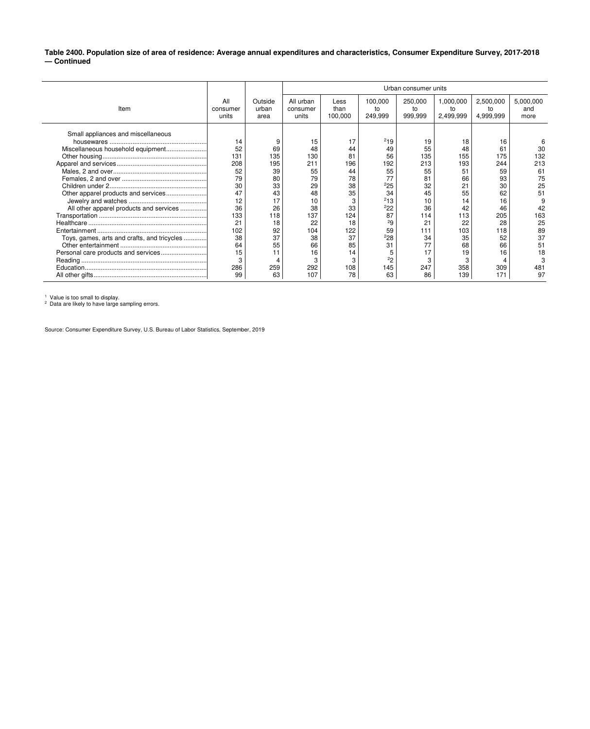**Table 2400. Population size of area of residence: Average annual expenditures and characteristics, Consumer Expenditure Survey, 2017-2018 — Continued**

| Item | All consumer units | Outside urban area | Urban consumer units | | | | | | |
|---|---|---|---|---|---|---|---|---|---|
| | | | All urban consumer units | Less than 100,000 | 100,000 to 249,999 | 250,000 to 999,999 | 1,000,000 to 2,499,999 | 2,500,000 to 4,999,999 | 5,000,000 and more |
| Small appliances and miscellaneous housewares | 14 | 9 | 15 | 17 | [2]19 | 19 | 18 | 16 | 6 |
| Miscellaneous household equipment | 52 | 69 | 48 | 44 | 49 | 55 | 48 | 61 | 30 |
| Other housing | 131 | 135 | 130 | 81 | 56 | 135 | 155 | 175 | 132 |
| Apparel and services | 208 | 195 | 211 | 196 | 192 | 213 | 193 | 244 | 213 |
| Males, 2 and over | 52 | 39 | 55 | 44 | 55 | 55 | 51 | 59 | 61 |
| Females, 2 and over | 79 | 80 | 79 | 78 | 77 | 81 | 66 | 93 | 75 |
| Children under 2 | 30 | 33 | 29 | 38 | [2]25 | 32 | 21 | 30 | 25 |
| Other apparel products and services | 47 | 43 | 48 | 35 | 34 | 45 | 55 | 62 | 51 |
| Jewelry and watches | 12 | 17 | 10 | 3 | [2]13 | 10 | 14 | 16 | 9 |
| All other apparel products and services | 36 | 26 | 38 | 33 | [2]22 | 36 | 42 | 46 | 42 |
| Transportation | 133 | 118 | 137 | 124 | 87 | 114 | 113 | 205 | 163 |
| Healthcare | 21 | 18 | 22 | 18 | [2]9 | 21 | 22 | 28 | 25 |
| Entertainment | 102 | 92 | 104 | 122 | 59 | 111 | 103 | 118 | 89 |
| Toys, games, arts and crafts, and tricycles | 38 | 37 | 38 | 37 | [2]28 | 34 | 35 | 52 | 37 |
| Other entertainment | 64 | 55 | 66 | 85 | 31 | 77 | 68 | 66 | 51 |
| Personal care products and services | 15 | 11 | 16 | 14 | 5 | 17 | 19 | 16 | 18 |
| Reading | 3 | 4 | 3 | 3 | [2]2 | 3 | 3 | 4 | 3 |
| Education | 286 | 259 | 292 | 108 | 145 | 247 | 358 | 309 | 481 |
| All other gifts | 99 | 63 | 107 | 78 | 63 | 86 | 139 | 171 | 97 |

[1] Value is too small to display.
[2] Data are likely to have large sampling errors.

Source: Consumer Expenditure Survey, U.S. Bureau of Labor Statistics, September, 2019